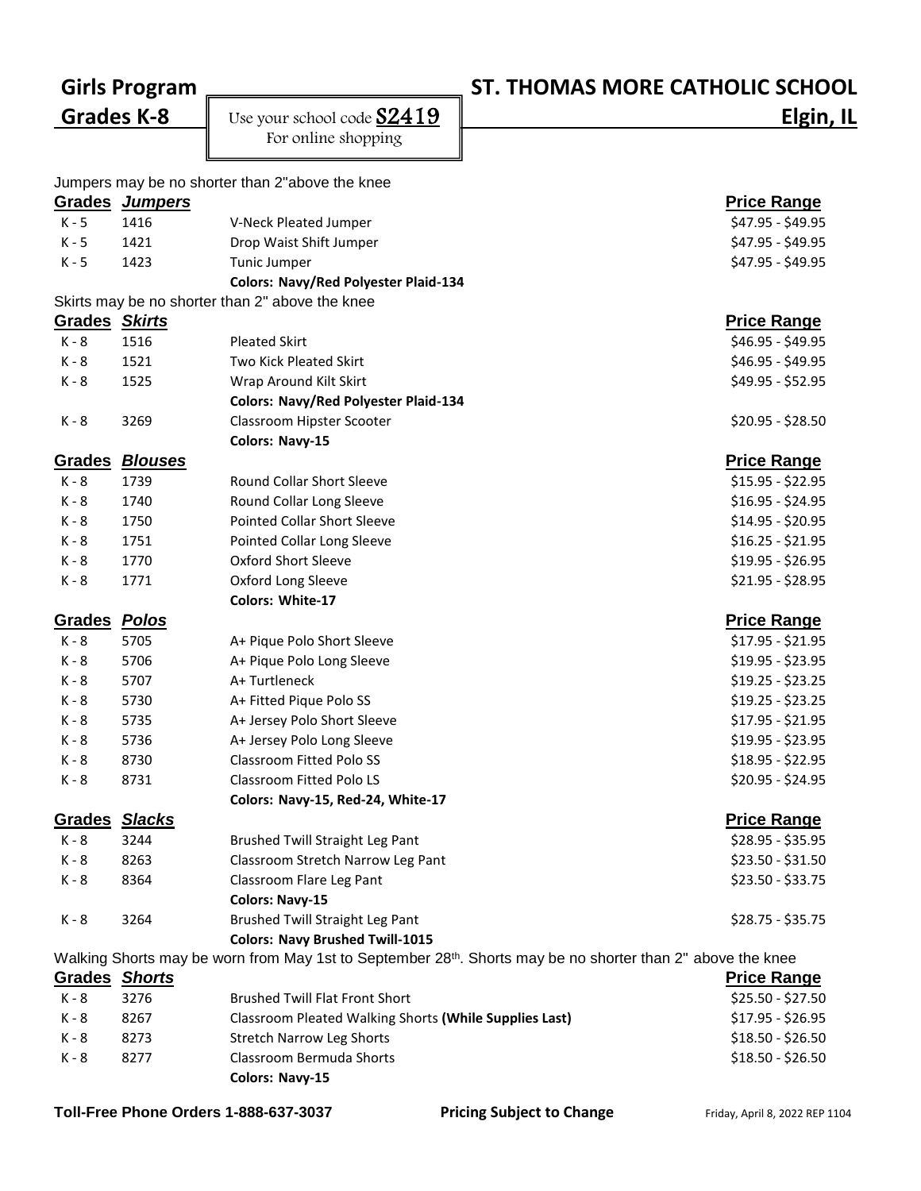# Girls Program

## Grades K-8

Use your school code **S2419**
For online shopping

# ST. THOMAS MORE CATHOLIC SCHOOL

## Elgin, IL

Jumpers may be no shorter than 2"above the knee

| Grades | *Jumpers* | | Price Range |
|---|---|---|---|
| K - 5 | 1416 | V-Neck Pleated Jumper | $47.95 - $49.95 |
| K - 5 | 1421 | Drop Waist Shift Jumper | $47.95 - $49.95 |
| K - 5 | 1423 | Tunic Jumper | $47.95 - $49.95 |
| | | **Colors: Navy/Red Polyester Plaid-134** | |

Skirts may be no shorter than 2" above the knee

| Grades | *Skirts* | | Price Range |
|---|---|---|---|
| K - 8 | 1516 | Pleated Skirt | $46.95 - $49.95 |
| K - 8 | 1521 | Two Kick Pleated Skirt | $46.95 - $49.95 |
| K - 8 | 1525 | Wrap Around Kilt Skirt | $49.95 - $52.95 |
| | | **Colors: Navy/Red Polyester Plaid-134** | |
| K - 8 | 3269 | Classroom Hipster Scooter | $20.95 - $28.50 |
| | | **Colors: Navy-15** | |

| Grades | *Blouses* | | Price Range |
|---|---|---|---|
| K - 8 | 1739 | Round Collar Short Sleeve | $15.95 - $22.95 |
| K - 8 | 1740 | Round Collar Long Sleeve | $16.95 - $24.95 |
| K - 8 | 1750 | Pointed Collar Short Sleeve | $14.95 - $20.95 |
| K - 8 | 1751 | Pointed Collar Long Sleeve | $16.25 - $21.95 |
| K - 8 | 1770 | Oxford Short Sleeve | $19.95 - $26.95 |
| K - 8 | 1771 | Oxford Long Sleeve | $21.95 - $28.95 |
| | | **Colors: White-17** | |

| Grades | *Polos* | | Price Range |
|---|---|---|---|
| K - 8 | 5705 | A+ Pique Polo Short Sleeve | $17.95 - $21.95 |
| K - 8 | 5706 | A+ Pique Polo Long Sleeve | $19.95 - $23.95 |
| K - 8 | 5707 | A+ Turtleneck | $19.25 - $23.25 |
| K - 8 | 5730 | A+ Fitted Pique Polo SS | $19.25 - $23.25 |
| K - 8 | 5735 | A+ Jersey Polo Short Sleeve | $17.95 - $21.95 |
| K - 8 | 5736 | A+ Jersey Polo Long Sleeve | $19.95 - $23.95 |
| K - 8 | 8730 | Classroom Fitted Polo SS | $18.95 - $22.95 |
| K - 8 | 8731 | Classroom Fitted Polo LS | $20.95 - $24.95 |
| | | **Colors: Navy-15, Red-24, White-17** | |

| Grades | *Slacks* | | Price Range |
|---|---|---|---|
| K - 8 | 3244 | Brushed Twill Straight Leg Pant | $28.95 - $35.95 |
| K - 8 | 8263 | Classroom Stretch Narrow Leg Pant | $23.50 - $31.50 |
| K - 8 | 8364 | Classroom Flare Leg Pant | $23.50 - $33.75 |
| | | **Colors: Navy-15** | |
| K - 8 | 3264 | Brushed Twill Straight Leg Pant | $28.75 - $35.75 |
| | | **Colors: Navy Brushed Twill-1015** | |

Walking Shorts may be worn from May 1st to September 28th. Shorts may be no shorter than 2" above the knee

| Grades | *Shorts* | | Price Range |
|---|---|---|---|
| K - 8 | 3276 | Brushed Twill Flat Front Short | $25.50 - $27.50 |
| K - 8 | 8267 | Classroom Pleated Walking Shorts **(While Supplies Last)** | $17.95 - $26.95 |
| K - 8 | 8273 | Stretch Narrow Leg Shorts | $18.50 - $26.50 |
| K - 8 | 8277 | Classroom Bermuda Shorts | $18.50 - $26.50 |
| | | **Colors: Navy-15** | |

**Toll-Free Phone Orders 1-888-637-3037** **Pricing Subject to Change** Friday, April 8, 2022 REP 1104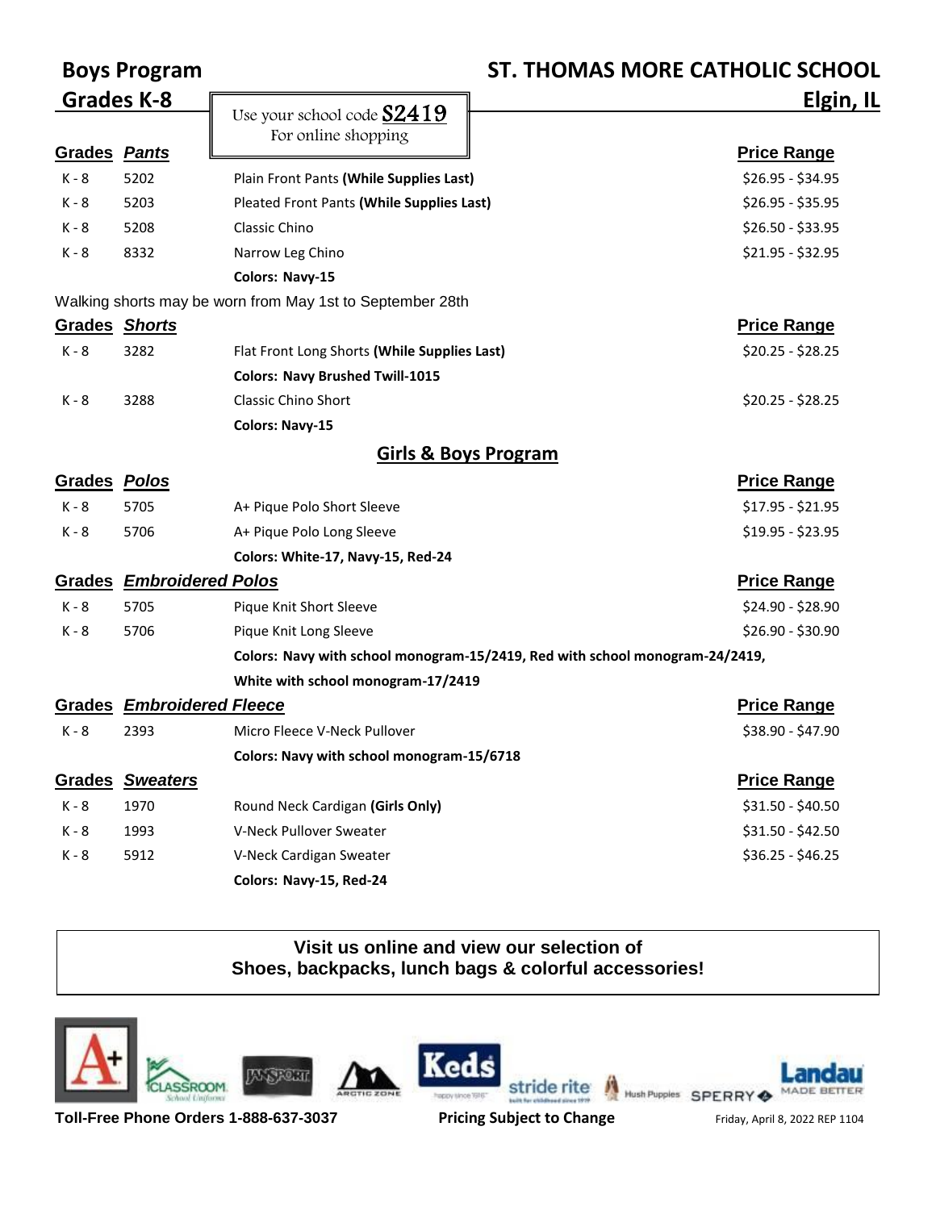# Boys Program

## Grades K-8

# ST. THOMAS MORE CATHOLIC SCHOOL

## Elgin, IL

Use your school code **S2419**
For online shopping

| Grades | ***Pants*** | | Price Range |
|---|---|---|---|
| K - 8 | 5202 | Plain Front Pants **(While Supplies Last)** | \$26.95 - \$34.95 |
| K - 8 | 5203 | Pleated Front Pants **(While Supplies Last)** | \$26.95 - \$35.95 |
| K - 8 | 5208 | Classic Chino | \$26.50 - \$33.95 |
| K - 8 | 8332 | Narrow Leg Chino | \$21.95 - \$32.95 |
| | | **Colors: Navy-15** | |

Walking shorts may be worn from May 1st to September 28th

| Grades | ***Shorts*** | | Price Range |
|---|---|---|---|
| K - 8 | 3282 | Flat Front Long Shorts **(While Supplies Last)** | \$20.25 - \$28.25 |
| | | **Colors: Navy Brushed Twill-1015** | |
| K - 8 | 3288 | Classic Chino Short | \$20.25 - \$28.25 |
| | | **Colors: Navy-15** | |

## Girls & Boys Program

| Grades | ***Polos*** | | Price Range |
|---|---|---|---|
| K - 8 | 5705 | A+ Pique Polo Short Sleeve | \$17.95 - \$21.95 |
| K - 8 | 5706 | A+ Pique Polo Long Sleeve | \$19.95 - \$23.95 |
| | | **Colors: White-17, Navy-15, Red-24** | |

| Grades | ***Embroidered Polos*** | | Price Range |
|---|---|---|---|
| K - 8 | 5705 | Pique Knit Short Sleeve | \$24.90 - \$28.90 |
| K - 8 | 5706 | Pique Knit Long Sleeve | \$26.90 - \$30.90 |
| | | **Colors: Navy with school monogram-15/2419, Red with school monogram-24/2419, White with school monogram-17/2419** | |

| Grades | ***Embroidered Fleece*** | | Price Range |
|---|---|---|---|
| K - 8 | 2393 | Micro Fleece V-Neck Pullover | \$38.90 - \$47.90 |
| | | **Colors: Navy with school monogram-15/6718** | |

| Grades | ***Sweaters*** | | Price Range |
|---|---|---|---|
| K - 8 | 1970 | Round Neck Cardigan **(Girls Only)** | \$31.50 - \$40.50 |
| K - 8 | 1993 | V-Neck Pullover Sweater | \$31.50 - \$42.50 |
| K - 8 | 5912 | V-Neck Cardigan Sweater | \$36.25 - \$46.25 |
| | | **Colors: Navy-15, Red-24** | |

**Visit us online and view our selection of**
**Shoes, backpacks, lunch bags & colorful accessories!**

**Toll-Free Phone Orders 1-888-637-3037** **Pricing Subject to Change** Friday, April 8, 2022 REP 1104